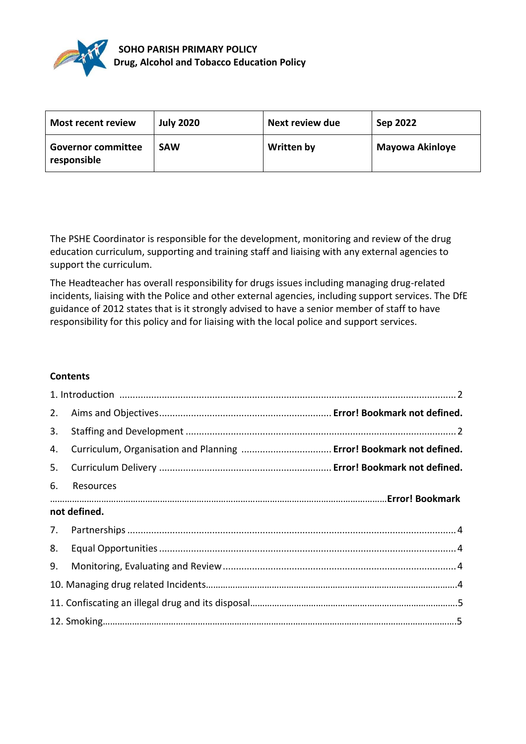**SOHO PARISH PRIMARY POLICY**
**Drug, Alcohol and Tobacco Education Policy**

| **Most recent review** | **July 2020** | **Next review due** | **Sep 2022** |
|---|---|---|---|
| **Governor committee responsible** | **SAW** | **Written by** | **Mayowa Akinloye** |

The PSHE Coordinator is responsible for the development, monitoring and review of the drug education curriculum, supporting and training staff and liaising with any external agencies to support the curriculum.

The Headteacher has overall responsibility for drugs issues including managing drug-related incidents, liaising with the Police and other external agencies, including support services. The DfE guidance of 2012 states that is it strongly advised to have a senior member of staff to have responsibility for this policy and for liaising with the local police and support services.

**Contents**

1. Introduction ........................................................................ 2
2. Aims and Objectives ........................................ **Error! Bookmark not defined.**
3. Staffing and Development ........................................................ 2
4. Curriculum, Organisation and Planning ........................ **Error! Bookmark not defined.**
5. Curriculum Delivery ........................................ **Error! Bookmark not defined.**
6. Resources ........................................................................ **Error! Bookmark not defined.**
7. Partnerships ........................................................................ 4
8. Equal Opportunities ........................................................................ 4
9. Monitoring, Evaluating and Review ........................................................ 4
10. Managing drug related Incidents........................................................ 4
11. Confiscating an illegal drug and its disposal........................................ 5
12. Smoking........................................................................ 5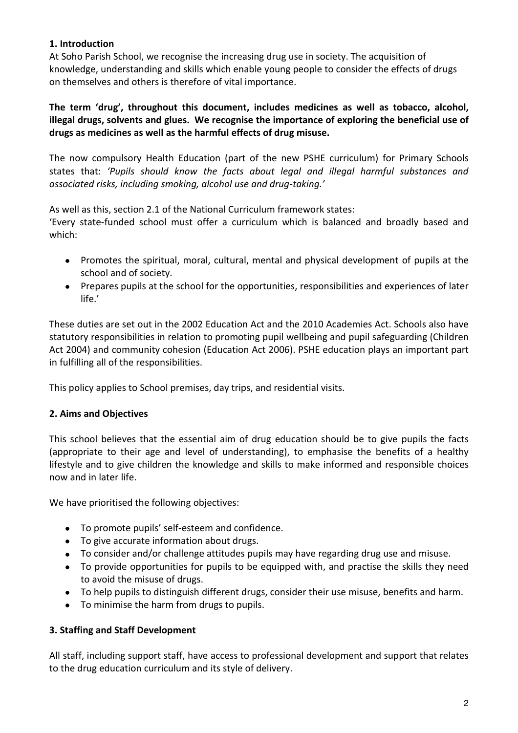## 1. Introduction

At Soho Parish School, we recognise the increasing drug use in society. The acquisition of knowledge, understanding and skills which enable young people to consider the effects of drugs on themselves and others is therefore of vital importance.

**The term 'drug', throughout this document, includes medicines as well as tobacco, alcohol, illegal drugs, solvents and glues. We recognise the importance of exploring the beneficial use of drugs as medicines as well as the harmful effects of drug misuse.**

The now compulsory Health Education (part of the new PSHE curriculum) for Primary Schools states that: *'Pupils should know the facts about legal and illegal harmful substances and associated risks, including smoking, alcohol use and drug-taking.'*

As well as this, section 2.1 of the National Curriculum framework states:
'Every state-funded school must offer a curriculum which is balanced and broadly based and which:

- Promotes the spiritual, moral, cultural, mental and physical development of pupils at the school and of society.
- Prepares pupils at the school for the opportunities, responsibilities and experiences of later life.'

These duties are set out in the 2002 Education Act and the 2010 Academies Act. Schools also have statutory responsibilities in relation to promoting pupil wellbeing and pupil safeguarding (Children Act 2004) and community cohesion (Education Act 2006). PSHE education plays an important part in fulfilling all of the responsibilities.

This policy applies to School premises, day trips, and residential visits.

## 2. Aims and Objectives

This school believes that the essential aim of drug education should be to give pupils the facts (appropriate to their age and level of understanding), to emphasise the benefits of a healthy lifestyle and to give children the knowledge and skills to make informed and responsible choices now and in later life.

We have prioritised the following objectives:

- To promote pupils' self-esteem and confidence.
- To give accurate information about drugs.
- To consider and/or challenge attitudes pupils may have regarding drug use and misuse.
- To provide opportunities for pupils to be equipped with, and practise the skills they need to avoid the misuse of drugs.
- To help pupils to distinguish different drugs, consider their use misuse, benefits and harm.
- To minimise the harm from drugs to pupils.

## 3. Staffing and Staff Development

All staff, including support staff, have access to professional development and support that relates to the drug education curriculum and its style of delivery.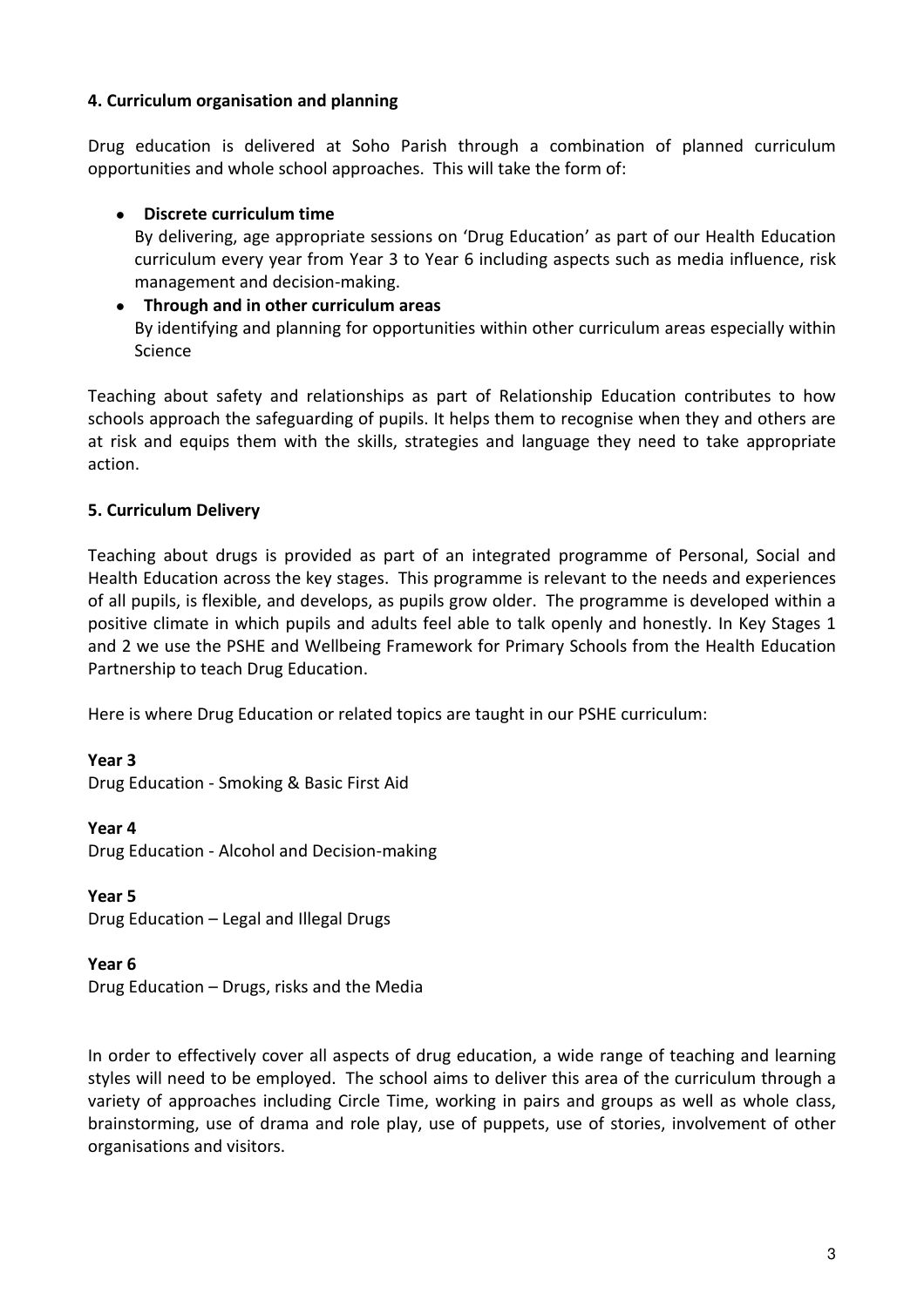### 4. Curriculum organisation and planning

Drug education is delivered at Soho Parish through a combination of planned curriculum opportunities and whole school approaches. This will take the form of:

- **Discrete curriculum time**
  By delivering, age appropriate sessions on 'Drug Education' as part of our Health Education curriculum every year from Year 3 to Year 6 including aspects such as media influence, risk management and decision-making.
- **Through and in other curriculum areas**
  By identifying and planning for opportunities within other curriculum areas especially within Science

Teaching about safety and relationships as part of Relationship Education contributes to how schools approach the safeguarding of pupils. It helps them to recognise when they and others are at risk and equips them with the skills, strategies and language they need to take appropriate action.

### 5. Curriculum Delivery

Teaching about drugs is provided as part of an integrated programme of Personal, Social and Health Education across the key stages. This programme is relevant to the needs and experiences of all pupils, is flexible, and develops, as pupils grow older. The programme is developed within a positive climate in which pupils and adults feel able to talk openly and honestly. In Key Stages 1 and 2 we use the PSHE and Wellbeing Framework for Primary Schools from the Health Education Partnership to teach Drug Education.

Here is where Drug Education or related topics are taught in our PSHE curriculum:

**Year 3**
Drug Education - Smoking & Basic First Aid

**Year 4**
Drug Education - Alcohol and Decision-making

**Year 5**
Drug Education – Legal and Illegal Drugs

**Year 6**
Drug Education – Drugs, risks and the Media

In order to effectively cover all aspects of drug education, a wide range of teaching and learning styles will need to be employed. The school aims to deliver this area of the curriculum through a variety of approaches including Circle Time, working in pairs and groups as well as whole class, brainstorming, use of drama and role play, use of puppets, use of stories, involvement of other organisations and visitors.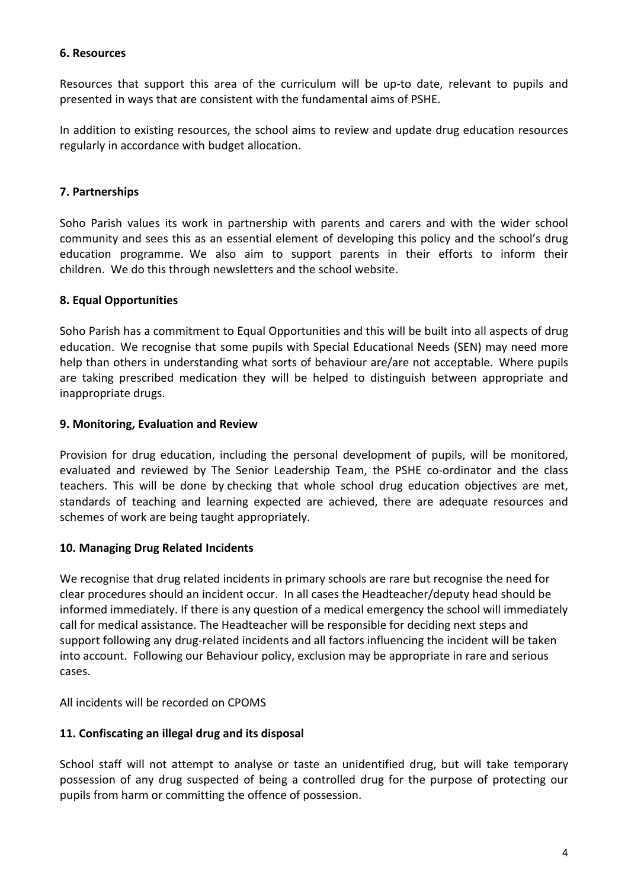## 6. Resources

Resources that support this area of the curriculum will be up-to date, relevant to pupils and presented in ways that are consistent with the fundamental aims of PSHE.

In addition to existing resources, the school aims to review and update drug education resources regularly in accordance with budget allocation.

## 7. Partnerships

Soho Parish values its work in partnership with parents and carers and with the wider school community and sees this as an essential element of developing this policy and the school's drug education programme. We also aim to support parents in their efforts to inform their children. We do this through newsletters and the school website.

## 8. Equal Opportunities

Soho Parish has a commitment to Equal Opportunities and this will be built into all aspects of drug education. We recognise that some pupils with Special Educational Needs (SEN) may need more help than others in understanding what sorts of behaviour are/are not acceptable. Where pupils are taking prescribed medication they will be helped to distinguish between appropriate and inappropriate drugs.

## 9. Monitoring, Evaluation and Review

Provision for drug education, including the personal development of pupils, will be monitored, evaluated and reviewed by The Senior Leadership Team, the PSHE co-ordinator and the class teachers. This will be done by checking that whole school drug education objectives are met, standards of teaching and learning expected are achieved, there are adequate resources and schemes of work are being taught appropriately.

## 10. Managing Drug Related Incidents

We recognise that drug related incidents in primary schools are rare but recognise the need for clear procedures should an incident occur. In all cases the Headteacher/deputy head should be informed immediately. If there is any question of a medical emergency the school will immediately call for medical assistance. The Headteacher will be responsible for deciding next steps and support following any drug-related incidents and all factors influencing the incident will be taken into account. Following our Behaviour policy, exclusion may be appropriate in rare and serious cases.

All incidents will be recorded on CPOMS

## 11. Confiscating an illegal drug and its disposal

School staff will not attempt to analyse or taste an unidentified drug, but will take temporary possession of any drug suspected of being a controlled drug for the purpose of protecting our pupils from harm or committing the offence of possession.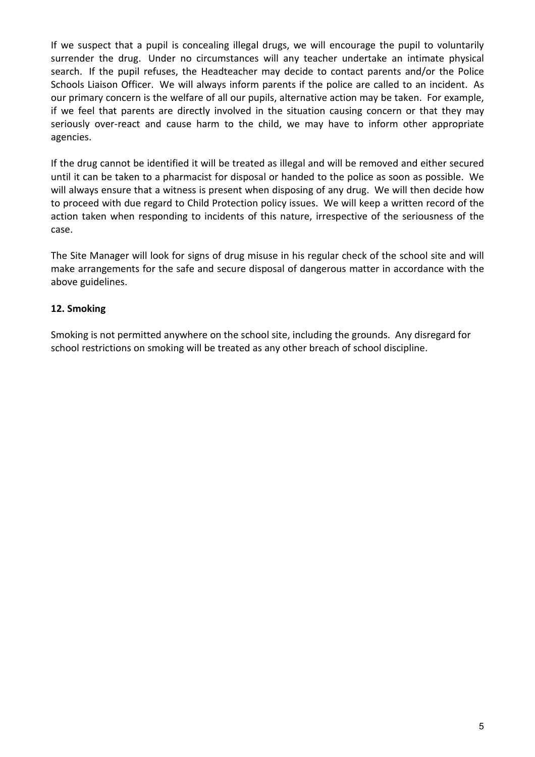If we suspect that a pupil is concealing illegal drugs, we will encourage the pupil to voluntarily surrender the drug. Under no circumstances will any teacher undertake an intimate physical search. If the pupil refuses, the Headteacher may decide to contact parents and/or the Police Schools Liaison Officer. We will always inform parents if the police are called to an incident. As our primary concern is the welfare of all our pupils, alternative action may be taken. For example, if we feel that parents are directly involved in the situation causing concern or that they may seriously over-react and cause harm to the child, we may have to inform other appropriate agencies.

If the drug cannot be identified it will be treated as illegal and will be removed and either secured until it can be taken to a pharmacist for disposal or handed to the police as soon as possible. We will always ensure that a witness is present when disposing of any drug. We will then decide how to proceed with due regard to Child Protection policy issues. We will keep a written record of the action taken when responding to incidents of this nature, irrespective of the seriousness of the case.

The Site Manager will look for signs of drug misuse in his regular check of the school site and will make arrangements for the safe and secure disposal of dangerous matter in accordance with the above guidelines.

**12. Smoking**

Smoking is not permitted anywhere on the school site, including the grounds. Any disregard for school restrictions on smoking will be treated as any other breach of school discipline.